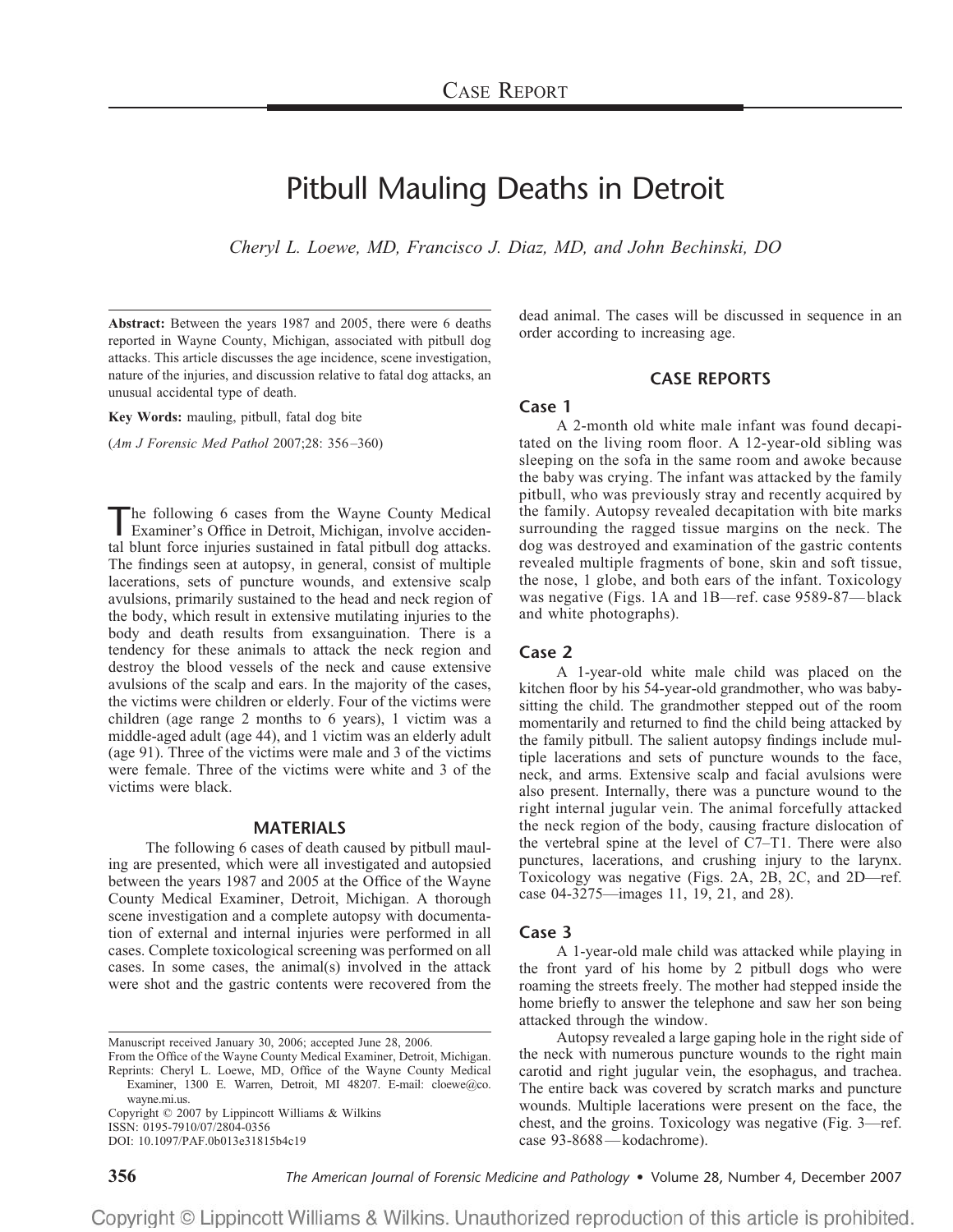CASE REPORT

# Pitbull Mauling Deaths in Detroit

*Cheryl L. Loewe, MD, Francisco J. Diaz, MD, and John Bechinski, DO*

**Abstract:** Between the years 1987 and 2005, there were 6 deaths reported in Wayne County, Michigan, associated with pitbull dog attacks. This article discusses the age incidence, scene investigation, nature of the injuries, and discussion relative to fatal dog attacks, an unusual accidental type of death.

**Key Words:** mauling, pitbull, fatal dog bite

(*Am J Forensic Med Pathol* 2007;28: 356–360)

The following 6 cases from the Wayne County Medical Examiner's Office in Detroit, Michigan, involve accidental blunt force injuries sustained in fatal pitbull dog attacks. The findings seen at autopsy, in general, consist of multiple lacerations, sets of puncture wounds, and extensive scalp avulsions, primarily sustained to the head and neck region of the body, which result in extensive mutilating injuries to the body and death results from exsanguination. There is a tendency for these animals to attack the neck region and destroy the blood vessels of the neck and cause extensive avulsions of the scalp and ears. In the majority of the cases, the victims were children or elderly. Four of the victims were children (age range 2 months to 6 years), 1 victim was a middle-aged adult (age 44), and 1 victim was an elderly adult (age 91). Three of the victims were male and 3 of the victims were female. Three of the victims were white and 3 of the victims were black.

## MATERIALS

The following 6 cases of death caused by pitbull mauling are presented, which were all investigated and autopsied between the years 1987 and 2005 at the Office of the Wayne County Medical Examiner, Detroit, Michigan. A thorough scene investigation and a complete autopsy with documentation of external and internal injuries were performed in all cases. Complete toxicological screening was performed on all cases. In some cases, the animal(s) involved in the attack were shot and the gastric contents were recovered from the dead animal. The cases will be discussed in sequence in an order according to increasing age.

Manuscript received January 30, 2006; accepted June 28, 2006.
From the Office of the Wayne County Medical Examiner, Detroit, Michigan.
Reprints: Cheryl L. Loewe, MD, Office of the Wayne County Medical Examiner, 1300 E. Warren, Detroit, MI 48207. E-mail: cloewe@co.wayne.mi.us.
Copyright © 2007 by Lippincott Williams & Wilkins
ISSN: 0195-7910/07/2804-0356
DOI: 10.1097/PAF.0b013e31815b4c19

## CASE REPORTS

### Case 1

A 2-month old white male infant was found decapitated on the living room floor. A 12-year-old sibling was sleeping on the sofa in the same room and awoke because the baby was crying. The infant was attacked by the family pitbull, who was previously stray and recently acquired by the family. Autopsy revealed decapitation with bite marks surrounding the ragged tissue margins on the neck. The dog was destroyed and examination of the gastric contents revealed multiple fragments of bone, skin and soft tissue, the nose, 1 globe, and both ears of the infant. Toxicology was negative (Figs. 1A and 1B—ref. case 9589-87—black and white photographs).

### Case 2

A 1-year-old white male child was placed on the kitchen floor by his 54-year-old grandmother, who was babysitting the child. The grandmother stepped out of the room momentarily and returned to find the child being attacked by the family pitbull. The salient autopsy findings include multiple lacerations and sets of puncture wounds to the face, neck, and arms. Extensive scalp and facial avulsions were also present. Internally, there was a puncture wound to the right internal jugular vein. The animal forcefully attacked the neck region of the body, causing fracture dislocation of the vertebral spine at the level of C7–T1. There were also punctures, lacerations, and crushing injury to the larynx. Toxicology was negative (Figs. 2A, 2B, 2C, and 2D—ref. case 04-3275—images 11, 19, 21, and 28).

### Case 3

A 1-year-old male child was attacked while playing in the front yard of his home by 2 pitbull dogs who were roaming the streets freely. The mother had stepped inside the home briefly to answer the telephone and saw her son being attacked through the window.

Autopsy revealed a large gaping hole in the right side of the neck with numerous puncture wounds to the right main carotid and right jugular vein, the esophagus, and trachea. The entire back was covered by scratch marks and puncture wounds. Multiple lacerations were present on the face, the chest, and the groins. Toxicology was negative (Fig. 3—ref. case 93-8688—kodachrome).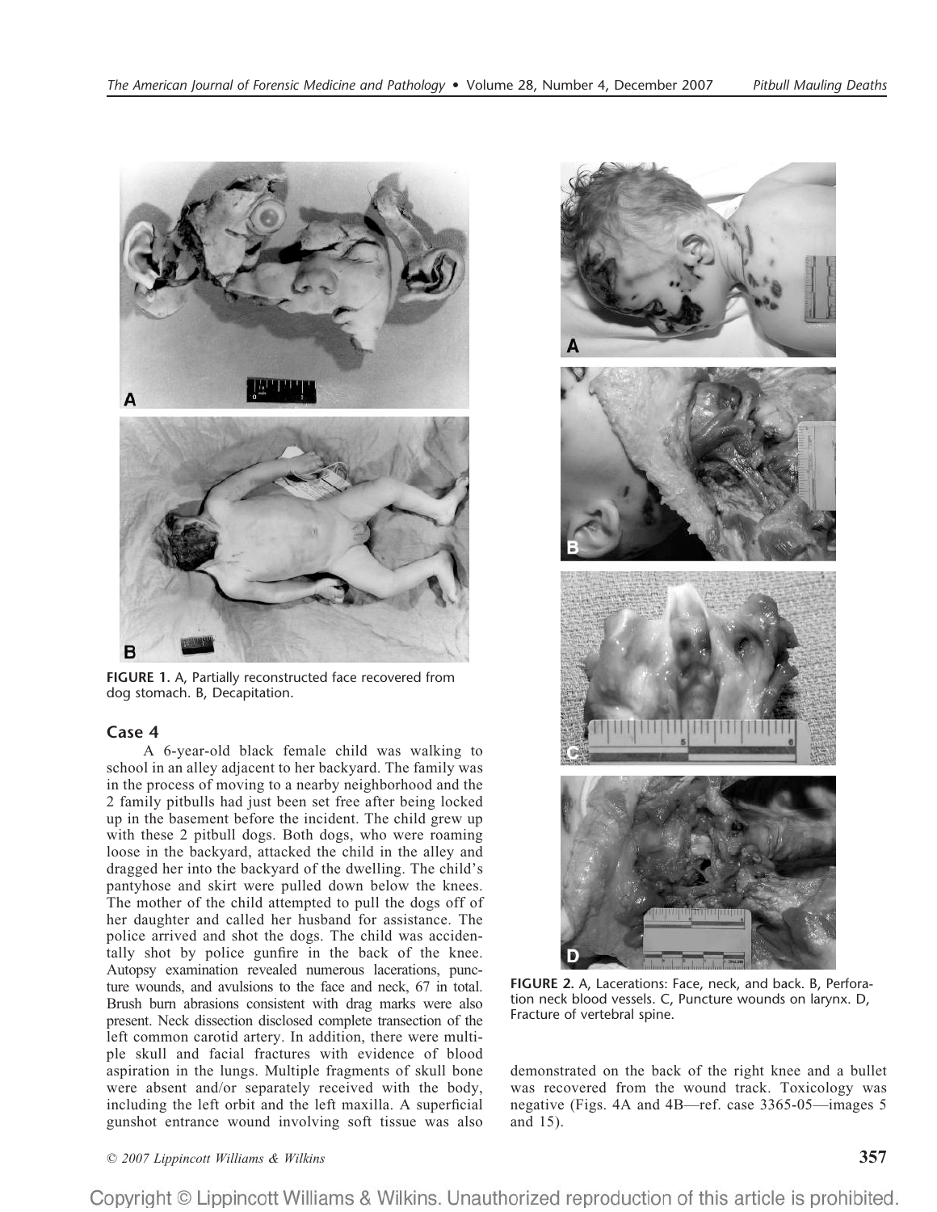FIGURE 1. A, Partially reconstructed face recovered from dog stomach. B, Decapitation.

### Case 4

A 6-year-old black female child was walking to school in an alley adjacent to her backyard. The family was in the process of moving to a nearby neighborhood and the 2 family pitbulls had just been set free after being locked up in the basement before the incident. The child grew up with these 2 pitbull dogs. Both dogs, who were roaming loose in the backyard, attacked the child in the alley and dragged her into the backyard of the dwelling. The child's pantyhose and skirt were pulled down below the knees. The mother of the child attempted to pull the dogs off of her daughter and called her husband for assistance. The police arrived and shot the dogs. The child was accidentally shot by police gunfire in the back of the knee. Autopsy examination revealed numerous lacerations, puncture wounds, and avulsions to the face and neck, 67 in total. Brush burn abrasions consistent with drag marks were also present. Neck dissection disclosed complete transection of the left common carotid artery. In addition, there were multiple skull and facial fractures with evidence of blood aspiration in the lungs. Multiple fragments of skull bone were absent and/or separately received with the body, including the left orbit and the left maxilla. A superficial gunshot entrance wound involving soft tissue was also demonstrated on the back of the right knee and a bullet was recovered from the wound track. Toxicology was negative (Figs. 4A and 4B—ref. case 3365-05—images 5 and 15).

FIGURE 2. A, Lacerations: Face, neck, and back. B, Perforation neck blood vessels. C, Puncture wounds on larynx. D, Fracture of vertebral spine.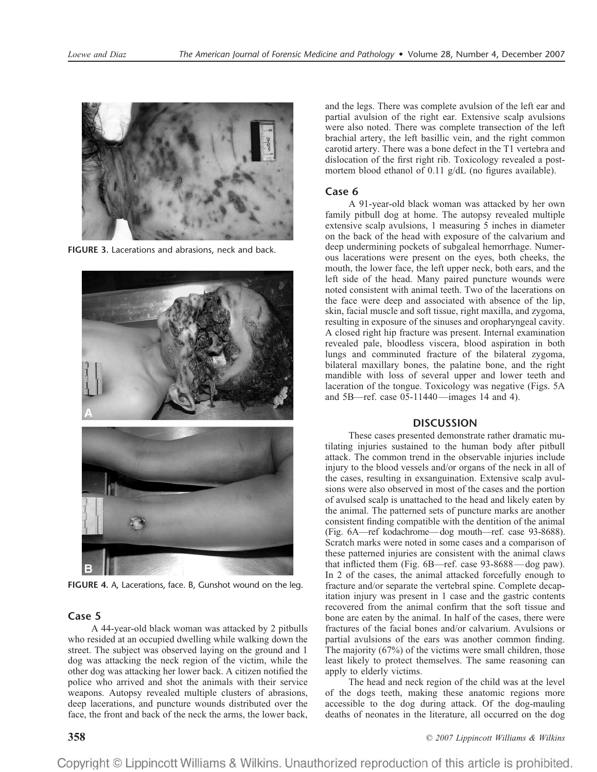FIGURE 3. Lacerations and abrasions, neck and back.

FIGURE 4. A, Lacerations, face. B, Gunshot wound on the leg.

### Case 5

A 44-year-old black woman was attacked by 2 pitbulls who resided at an occupied dwelling while walking down the street. The subject was observed laying on the ground and 1 dog was attacking the neck region of the victim, while the other dog was attacking her lower back. A citizen notified the police who arrived and shot the animals with their service weapons. Autopsy revealed multiple clusters of abrasions, deep lacerations, and puncture wounds distributed over the face, the front and back of the neck the arms, the lower back, and the legs. There was complete avulsion of the left ear and partial avulsion of the right ear. Extensive scalp avulsions were also noted. There was complete transection of the left brachial artery, the left basillic vein, and the right common carotid artery. There was a bone defect in the T1 vertebra and dislocation of the first right rib. Toxicology revealed a postmortem blood ethanol of 0.11 g/dL (no figures available).

### Case 6

A 91-year-old black woman was attacked by her own family pitbull dog at home. The autopsy revealed multiple extensive scalp avulsions, 1 measuring 5 inches in diameter on the back of the head with exposure of the calvarium and deep undermining pockets of subgaleal hemorrhage. Numerous lacerations were present on the eyes, both cheeks, the mouth, the lower face, the left upper neck, both ears, and the left side of the head. Many paired puncture wounds were noted consistent with animal teeth. Two of the lacerations on the face were deep and associated with absence of the lip, skin, facial muscle and soft tissue, right maxilla, and zygoma, resulting in exposure of the sinuses and oropharyngeal cavity. A closed right hip fracture was present. Internal examination revealed pale, bloodless viscera, blood aspiration in both lungs and comminuted fracture of the bilateral zygoma, bilateral maxillary bones, the palatine bone, and the right mandible with loss of several upper and lower teeth and laceration of the tongue. Toxicology was negative (Figs. 5A and 5B—ref. case 05-11440—images 14 and 4).

## DISCUSSION

These cases presented demonstrate rather dramatic mutilating injuries sustained to the human body after pitbull attack. The common trend in the observable injuries include injury to the blood vessels and/or organs of the neck in all of the cases, resulting in exsanguination. Extensive scalp avulsions were also observed in most of the cases and the portion of avulsed scalp is unattached to the head and likely eaten by the animal. The patterned sets of puncture marks are another consistent finding compatible with the dentition of the animal (Fig. 6A—ref kodachrome—dog mouth—ref. case 93-8688). Scratch marks were noted in some cases and a comparison of these patterned injuries are consistent with the animal claws that inflicted them (Fig. 6B—ref. case 93-8688—dog paw). In 2 of the cases, the animal attacked forcefully enough to fracture and/or separate the vertebral spine. Complete decapitation injury was present in 1 case and the gastric contents recovered from the animal confirm that the soft tissue and bone are eaten by the animal. In half of the cases, there were fractures of the facial bones and/or calvarium. Avulsions or partial avulsions of the ears was another common finding. The majority (67%) of the victims were small children, those least likely to protect themselves. The same reasoning can apply to elderly victims.

The head and neck region of the child was at the level of the dogs teeth, making these anatomic regions more accessible to the dog during attack. Of the dog-mauling deaths of neonates in the literature, all occurred on the dog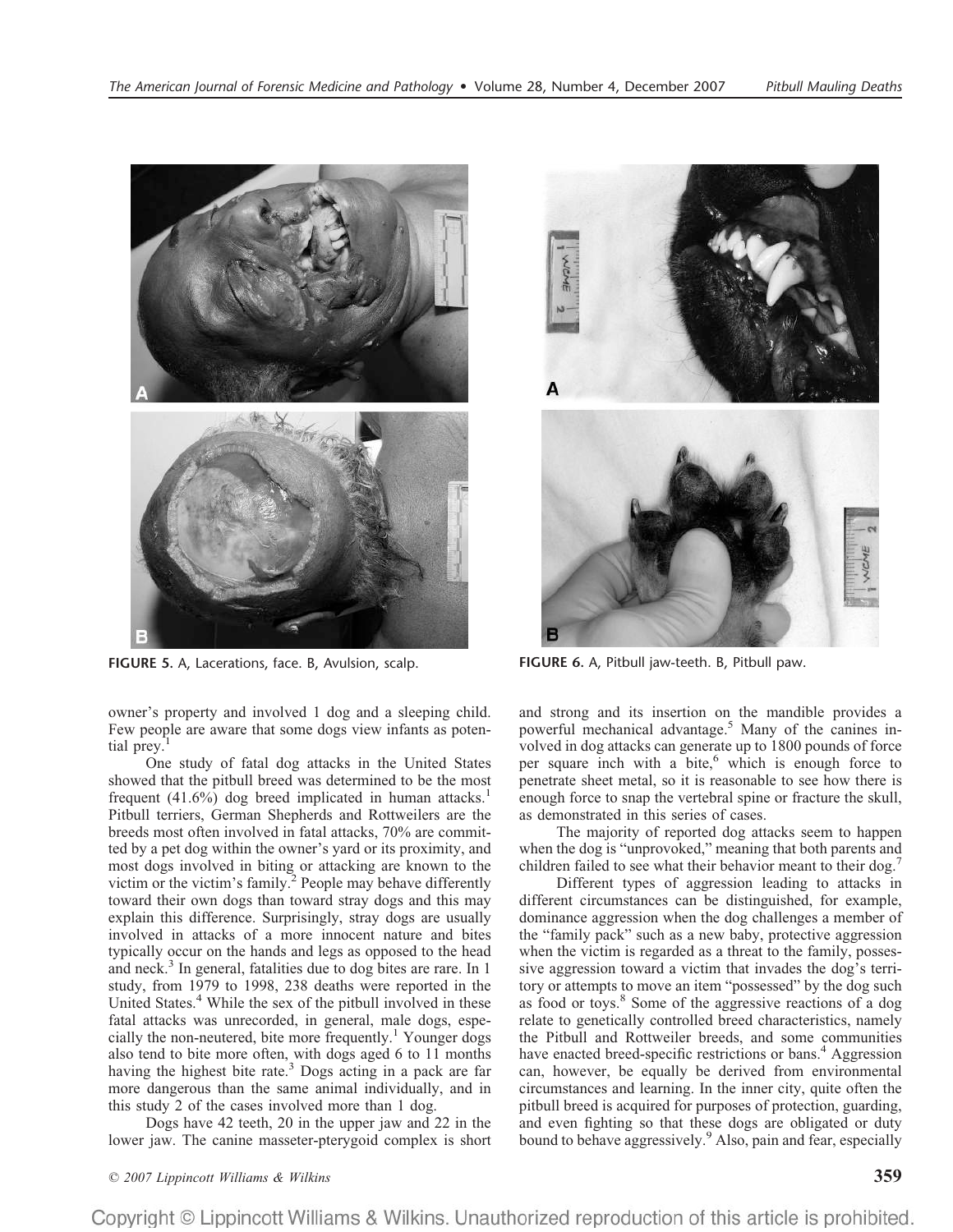FIGURE 5. A, Lacerations, face. B, Avulsion, scalp.

FIGURE 6. A, Pitbull jaw-teeth. B, Pitbull paw.

owner's property and involved 1 dog and a sleeping child. Few people are aware that some dogs view infants as potential prey.[1]

One study of fatal dog attacks in the United States showed that the pitbull breed was determined to be the most frequent (41.6%) dog breed implicated in human attacks.[1] Pitbull terriers, German Shepherds and Rottweilers are the breeds most often involved in fatal attacks, 70% are committed by a pet dog within the owner's yard or its proximity, and most dogs involved in biting or attacking are known to the victim or the victim's family.[2] People may behave differently toward their own dogs than toward stray dogs and this may explain this difference. Surprisingly, stray dogs are usually involved in attacks of a more innocent nature and bites typically occur on the hands and legs as opposed to the head and neck.[3] In general, fatalities due to dog bites are rare. In 1 study, from 1979 to 1998, 238 deaths were reported in the United States.[4] While the sex of the pitbull involved in these fatal attacks was unrecorded, in general, male dogs, especially the non-neutered, bite more frequently.[1] Younger dogs also tend to bite more often, with dogs aged 6 to 11 months having the highest bite rate.[3] Dogs acting in a pack are far more dangerous than the same animal individually, and in this study 2 of the cases involved more than 1 dog.

Dogs have 42 teeth, 20 in the upper jaw and 22 in the lower jaw. The canine masseter-pterygoid complex is short and strong and its insertion on the mandible provides a powerful mechanical advantage.[5] Many of the canines involved in dog attacks can generate up to 1800 pounds of force per square inch with a bite,[6] which is enough force to penetrate sheet metal, so it is reasonable to see how there is enough force to snap the vertebral spine or fracture the skull, as demonstrated in this series of cases.

The majority of reported dog attacks seem to happen when the dog is "unprovoked," meaning that both parents and children failed to see what their behavior meant to their dog.[7]

Different types of aggression leading to attacks in different circumstances can be distinguished, for example, dominance aggression when the dog challenges a member of the "family pack" such as a new baby, protective aggression when the victim is regarded as a threat to the family, possessive aggression toward a victim that invades the dog's territory or attempts to move an item "possessed" by the dog such as food or toys.[8] Some of the aggressive reactions of a dog relate to genetically controlled breed characteristics, namely the Pitbull and Rottweiler breeds, and some communities have enacted breed-specific restrictions or bans.[4] Aggression can, however, be equally be derived from environmental circumstances and learning. In the inner city, quite often the pitbull breed is acquired for purposes of protection, guarding, and even fighting so that these dogs are obligated or duty bound to behave aggressively.[9] Also, pain and fear, especially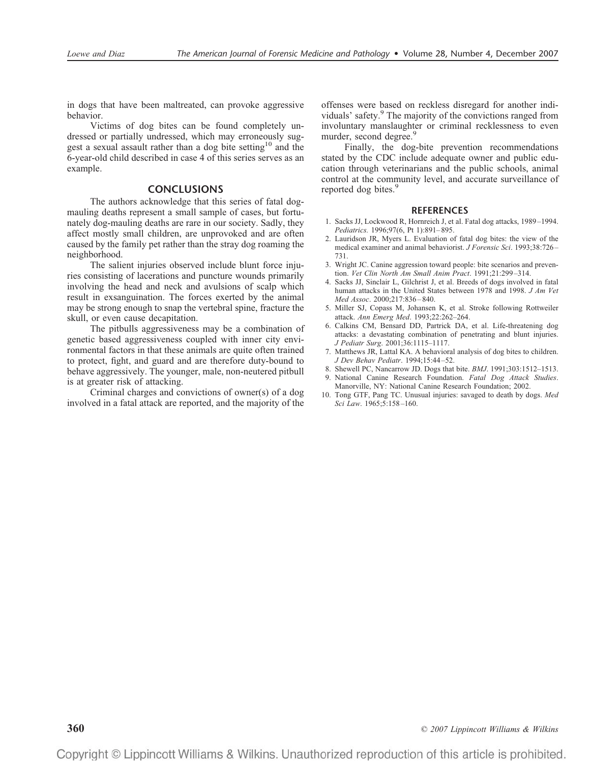in dogs that have been maltreated, can provoke aggressive behavior.

Victims of dog bites can be found completely undressed or partially undressed, which may erroneously suggest a sexual assault rather than a dog bite setting[10] and the 6-year-old child described in case 4 of this series serves as an example.

## CONCLUSIONS

The authors acknowledge that this series of fatal dog-mauling deaths represent a small sample of cases, but fortunately dog-mauling deaths are rare in our society. Sadly, they affect mostly small children, are unprovoked and are often caused by the family pet rather than the stray dog roaming the neighborhood.

The salient injuries observed include blunt force injuries consisting of lacerations and puncture wounds primarily involving the head and neck and avulsions of scalp which result in exsanguination. The forces exerted by the animal may be strong enough to snap the vertebral spine, fracture the skull, or even cause decapitation.

The pitbulls aggressiveness may be a combination of genetic based aggressiveness coupled with inner city environmental factors in that these animals are quite often trained to protect, fight, and guard and are therefore duty-bound to behave aggressively. The younger, male, non-neutered pitbull is at greater risk of attacking.

Criminal charges and convictions of owner(s) of a dog involved in a fatal attack are reported, and the majority of the offenses were based on reckless disregard for another individuals' safety.[9] The majority of the convictions ranged from involuntary manslaughter or criminal recklessness to even murder, second degree.[9]

Finally, the dog-bite prevention recommendations stated by the CDC include adequate owner and public education through veterinarians and the public schools, animal control at the community level, and accurate surveillance of reported dog bites.[9]

## REFERENCES

1. Sacks JJ, Lockwood R, Hornreich J, et al. Fatal dog attacks, 1989–1994. *Pediatrics.* 1996;97(6, Pt 1):891–895.
2. Lauridson JR, Myers L. Evaluation of fatal dog bites: the view of the medical examiner and animal behaviorist. *J Forensic Sci*. 1993;38:726–731.
3. Wright JC. Canine aggression toward people: bite scenarios and prevention. *Vet Clin North Am Small Anim Pract*. 1991;21:299–314.
4. Sacks JJ, Sinclair L, Gilchrist J, et al. Breeds of dogs involved in fatal human attacks in the United States between 1978 and 1998. *J Am Vet Med Assoc*. 2000;217:836–840.
5. Miller SJ, Copass M, Johansen K, et al. Stroke following Rottweiler attack. *Ann Emerg Med*. 1993;22:262–264.
6. Calkins CM, Bensard DD, Partrick DA, et al. Life-threatening dog attacks: a devastating combination of penetrating and blunt injuries. *J Pediatr Surg*. 2001;36:1115–1117.
7. Matthews JR, Lattal KA. A behavioral analysis of dog bites to children. *J Dev Behav Pediatr*. 1994;15:44–52.
8. Shewell PC, Nancarrow JD. Dogs that bite. *BMJ*. 1991;303:1512–1513.
9. National Canine Research Foundation. *Fatal Dog Attack Studies*. Manorville, NY: National Canine Research Foundation; 2002.
10. Tong GTF, Pang TC. Unusual injuries: savaged to death by dogs. *Med Sci Law*. 1965;5:158–160.